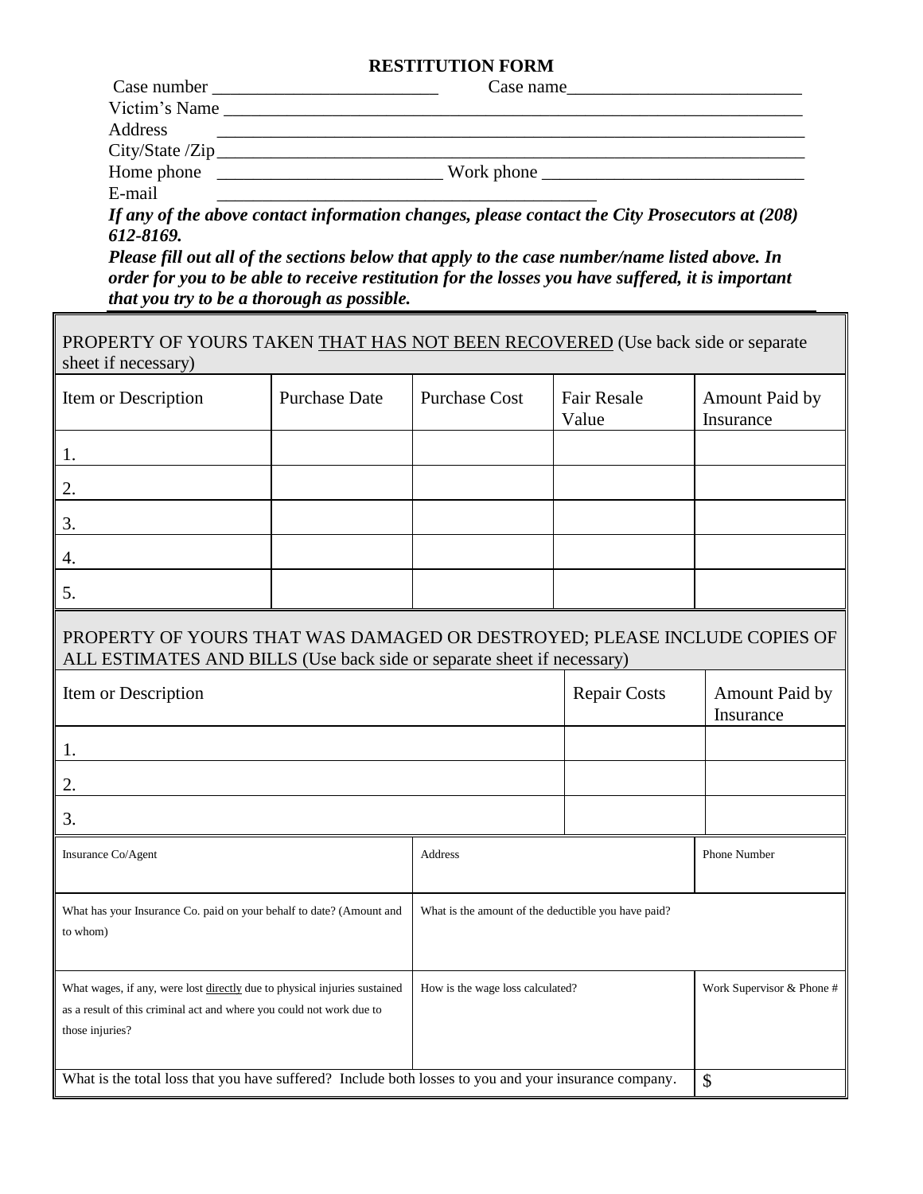# RESTITUTION FORM

Case number ________________________ Case name_________________________

Victim's Name ________________________________________________________________

Address ________________________________________________________________

City/State /Zip________________________________________________________________

Home phone ________________________ Work phone ____________________________

E-mail ________________________________________

***If any of the above contact information changes, please contact the City Prosecutors at (208) 612-8169.***

***Please fill out all of the sections below that apply to the case number/name listed above. In order for you to be able to receive restitution for the losses you have suffered, it is important that you try to be a thorough as possible.***

PROPERTY OF YOURS TAKEN <u>THAT HAS NOT BEEN RECOVERED</u> (Use back side or separate sheet if necessary)

| Item or Description | Purchase Date | Purchase Cost | Fair Resale Value | Amount Paid by Insurance |
|---|---|---|---|---|
| 1. | | | | |
| 2. | | | | |
| 3. | | | | |
| 4. | | | | |
| 5. | | | | |

PROPERTY OF YOURS THAT WAS DAMAGED OR DESTROYED; PLEASE INCLUDE COPIES OF ALL ESTIMATES AND BILLS (Use back side or separate sheet if necessary)

| Item or Description | Repair Costs | Amount Paid by Insurance |
|---|---|---|
| 1. | | |
| 2. | | |
| 3. | | |

| Insurance Co/Agent | Address | Phone Number |
|---|---|---|
| What has your Insurance Co. paid on your behalf to date? (Amount and to whom) | What is the amount of the deductible you have paid? | |
| What wages, if any, were lost <u>directly</u> due to physical injuries sustained as a result of this criminal act and where you could not work due to those injuries? | How is the wage loss calculated? | Work Supervisor & Phone # |
| What is the total loss that you have suffered? Include both losses to you and your insurance company. | | $ |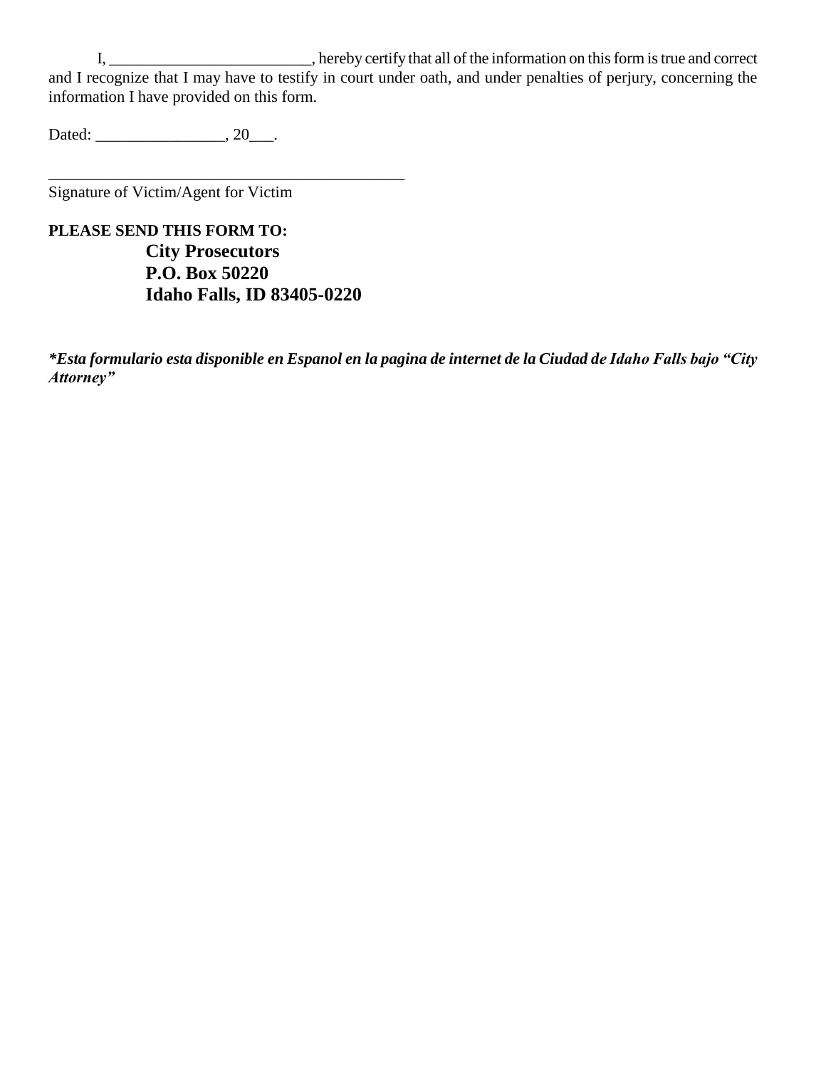I, _________________________, hereby certify that all of the information on this form is true and correct and I recognize that I may have to testify in court under oath, and under penalties of perjury, concerning the information I have provided on this form.

Dated: ________________, 20___.

______________________________________________
Signature of Victim/Agent for Victim

**PLEASE SEND THIS FORM TO:**

**City Prosecutors**
**P.O. Box 50220**
**Idaho Falls, ID 83405-0220**

***Esta formulario esta disponible en Espanol en la pagina de internet de la Ciudad de Idaho Falls bajo "City Attorney"***